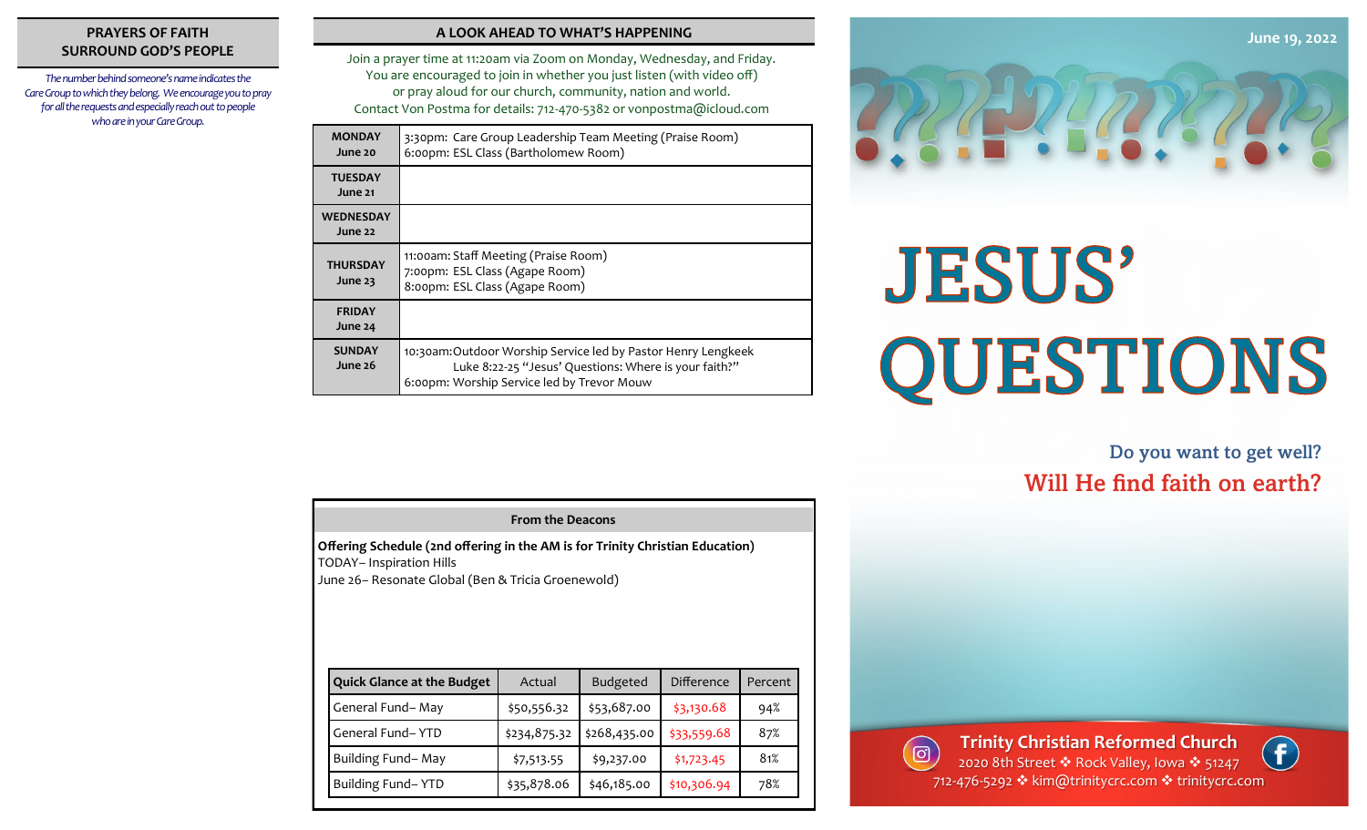## PRAYERS OF FAITH SURROUND GOD'S PEOPLE

*The number behind someone's name indicates the Care Group to which they belong. We encourage you to pray for all the requests and especially reach out to people who are in your Care Group.*

## A LOOK AHEAD TO WHAT'S HAPPENING

Join a prayer time at 11:20am via Zoom on Monday, Wednesday, and Friday.
You are encouraged to join in whether you just listen (with video off) or pray aloud for our church, community, nation and world.
Contact Von Postma for details: 712-470-5382 or vonpostma@icloud.com

| Day | Events |
|---|---|
| **MONDAY** June 20 | 3:30pm: Care Group Leadership Team Meeting (Praise Room)<br>6:00pm: ESL Class (Bartholomew Room) |
| **TUESDAY** June 21 | |
| **WEDNESDAY** June 22 | |
| **THURSDAY** June 23 | 11:00am: Staff Meeting (Praise Room)<br>7:00pm: ESL Class (Agape Room)<br>8:00pm: ESL Class (Agape Room) |
| **FRIDAY** June 24 | |
| **SUNDAY** June 26 | 10:30am: Outdoor Worship Service led by Pastor Henry Lengkeek<br>Luke 8:22-25 "Jesus' Questions: Where is your faith?"<br>6:00pm: Worship Service led by Trevor Mouw |

## From the Deacons

**Offering Schedule (2nd offering in the AM is for Trinity Christian Education)**
TODAY– Inspiration Hills
June 26– Resonate Global (Ben & Tricia Groenewold)

| Quick Glance at the Budget | Actual | Budgeted | Difference | Percent |
|---|---|---|---|---|
| General Fund– May | $50,556.32 | $53,687.00 | $3,130.68 | 94% |
| General Fund– YTD | $234,875.32 | $268,435.00 | $33,559.68 | 87% |
| Building Fund– May | $7,513.55 | $9,237.00 | $1,723.45 | 81% |
| Building Fund– YTD | $35,878.06 | $46,185.00 | $10,306.94 | 78% |

June 19, 2022

# JESUS' QUESTIONS

Do you want to get well?
Will He find faith on earth?

**Trinity Christian Reformed Church**
2020 8th Street ❖ Rock Valley, Iowa ❖ 51247
712-476-5292 ❖ kim@trinitycrc.com ❖ trinitycrc.com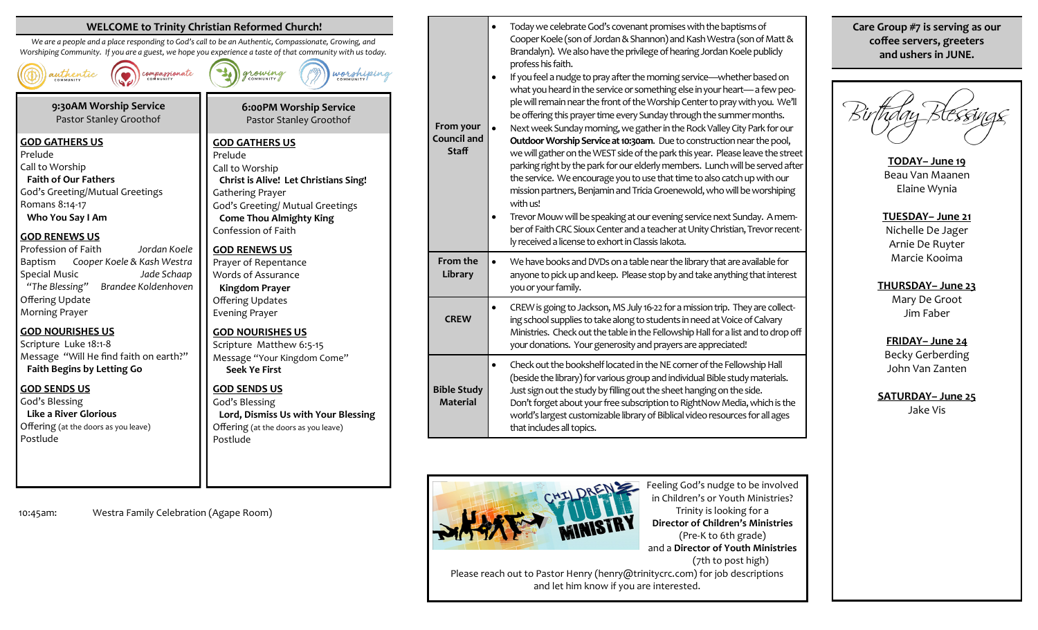## WELCOME to Trinity Christian Reformed Church!

*We are a people and a place responding to God's call to be an Authentic, Compassionate, Growing, and Worshiping Community. If you are a guest, we hope you experience a taste of that community with us today.*

authentic COMMUNITY · compassionate COMMUNITY · growing COMMUNITY · worshiping COMMUNITY

### 9:30AM Worship Service
Pastor Stanley Groothof

**GOD GATHERS US**

Prelude
Call to Worship
**Faith of Our Fathers**
God's Greeting/Mutual Greetings
Romans 8:14-17
**Who You Say I Am**

**GOD RENEWS US**

Profession of Faith — *Jordan Koele*
Baptism — *Cooper Koele & Kash Westra*
Special Music — *Jade Schaap*
*"The Blessing"* — *Brandee Koldenhoven*
Offering Update
Morning Prayer

**GOD NOURISHES US**

Scripture Luke 18:1-8
Message "Will He find faith on earth?"
**Faith Begins by Letting Go**

**GOD SENDS US**

God's Blessing
**Like a River Glorious**
Offering (at the doors as you leave)
Postlude

### 6:00PM Worship Service
Pastor Stanley Groothof

**GOD GATHERS US**

Prelude
Call to Worship
**Christ is Alive! Let Christians Sing!**
Gathering Prayer
God's Greeting/ Mutual Greetings
**Come Thou Almighty King**
Confession of Faith

**GOD RENEWS US**

Prayer of Repentance
Words of Assurance
**Kingdom Prayer**
Offering Updates
Evening Prayer

**GOD NOURISHES US**

Scripture Matthew 6:5-15
Message "Your Kingdom Come"
**Seek Ye First**

**GOD SENDS US**

God's Blessing
**Lord, Dismiss Us with Your Blessing**
Offering (at the doors as you leave)
Postlude

10:45am: Westra Family Celebration (Agape Room)

| | |
|---|---|
| **From your Council and Staff** | • Today we celebrate God's covenant promises with the baptisms of Cooper Koele (son of Jordan & Shannon) and Kash Westra (son of Matt & Brandalyn). We also have the privilege of hearing Jordan Koele publicly profess his faith.<br>• If you feel a nudge to pray after the morning service—whether based on what you heard in the service or something else in your heart— a few people will remain near the front of the Worship Center to pray with you. We'll be offering this prayer time every Sunday through the summer months.<br>• Next week Sunday morning, we gather in the Rock Valley City Park for our **Outdoor Worship Service at 10:30am**. Due to construction near the pool, we will gather on the WEST side of the park this year. Please leave the street parking right by the park for our elderly members. Lunch will be served after the service. We encourage you to use that time to also catch up with our mission partners, Benjamin and Tricia Groenewold, who will be worshiping with us!<br>• Trevor Mouw will be speaking at our evening service next Sunday. A member of Faith CRC Sioux Center and a teacher at Unity Christian, Trevor recently received a license to exhort in Classis Iakota. |
| **From the Library** | • We have books and DVDs on a table near the library that are available for anyone to pick up and keep. Please stop by and take anything that interest you or your family. |
| **CREW** | • CREW is going to Jackson, MS July 16-22 for a mission trip. They are collecting school supplies to take along to students in need at Voice of Calvary Ministries. Check out the table in the Fellowship Hall for a list and to drop off your donations. Your generosity and prayers are appreciated! |
| **Bible Study Material** | • Check out the bookshelf located in the NE corner of the Fellowship Hall (beside the library) for various group and individual Bible study materials. Just sign out the study by filling out the sheet hanging on the side.<br>Don't forget about your free subscription to RightNow Media, which is the world's largest customizable library of Biblical video resources for all ages that includes all topics. |

CHILDREN YOUTH MINISTRY

Feeling God's nudge to be involved in Children's or Youth Ministries? Trinity is looking for a **Director of Children's Ministries** (Pre-K to 6th grade) and a **Director of Youth Ministries** (7th to post high)

Please reach out to Pastor Henry (henry@trinitycrc.com) for job descriptions and let him know if you are interested.

**Care Group #7 is serving as our coffee servers, greeters and ushers in JUNE.**

## Birthday Blessings

**TODAY– June 19**
Beau Van Maanen
Elaine Wynia

**TUESDAY– June 21**
Nichelle De Jager
Arnie De Ruyter
Marcie Kooima

**THURSDAY– June 23**
Mary De Groot
Jim Faber

**FRIDAY– June 24**
Becky Gerberding
John Van Zanten

**SATURDAY– June 25**
Jake Vis